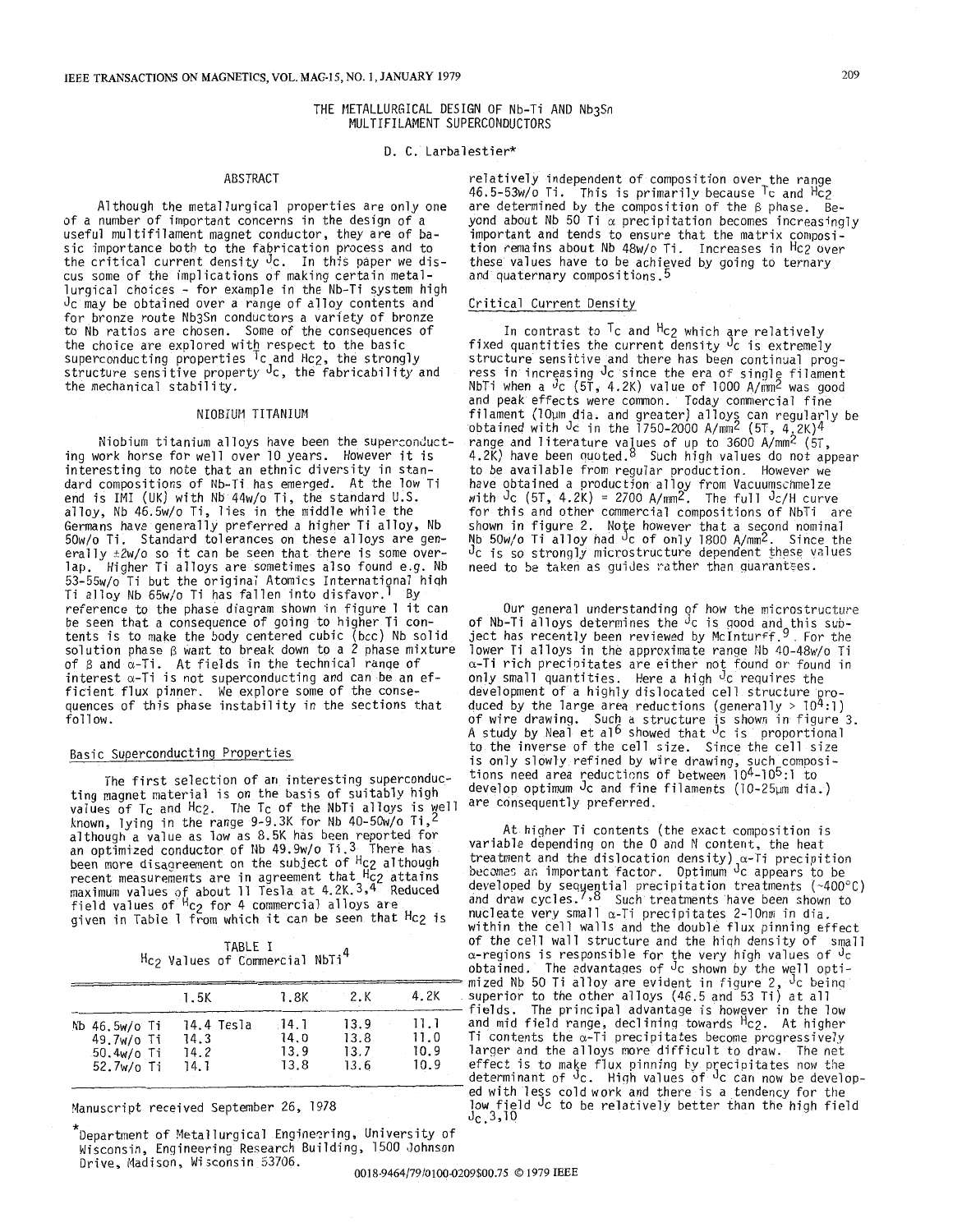# THE METALLURGICAL DESIGN OF Nb-Ti AND $Nb_3Sn$ MULTIFILAMENT SUPERCONDUCTORS

D. C. Larbalestier*

## ABSTRACT

Although the metallurgical properties are only one of a number of important concerns in the design of a useful multifilament magnet conductor, they are of basic importance both to the fabrication process and to the critical current density $J_c$. In this paper we discuss some of the implications of making certain metallurgical choices - for example in the Nb-Ti system high $J_c$ may be obtained over a range of alloy contents and for bronze route $Nb_3Sn$ conductors a variety of bronze to Nb ratios are chosen. Some of the consequences of the choice are explored with respect to the basic superconducting properties $T_c$ and $H_{c2}$, the strongly structure sensitive property $J_c$, the fabricability and the mechanical stability.

## NIOBIUM TITANIUM

Niobium titanium alloys have been the superconducting work horse for well over 10 years. However it is interesting to note that an ethnic diversity in standard compositions of Nb-Ti has emerged. At the low Ti end is IMI (UK) with Nb 44w/o Ti, the standard U.S. alloy, Nb 46.5w/o Ti, lies in the middle while the Germans have generally preferred a higher Ti alloy, Nb 50w/o Ti. Standard tolerances on these alloys are generally ±2w/o so it can be seen that there is some overlap. Higher Ti alloys are sometimes also found e.g. Nb 53-55w/o Ti but the original Atomics International high Ti alloy Nb 65w/o Ti has fallen into disfavor.[1] By reference to the phase diagram shown in figure 1 it can be seen that a consequence of going to higher Ti contents is to make the body centered cubic (bcc) Nb solid solution phase β want to break down to a 2 phase mixture of β and α-Ti. At fields in the technical range of interest α-Ti is not superconducting and can be an efficient flux pinner. We explore some of the consequences of this phase instability in the sections that follow.

### Basic Superconducting Properties

The first selection of an interesting superconducting magnet material is on the basis of suitably high values of $T_c$ and $H_{c2}$. The $T_c$ of the NbTi alloys is well known, lying in the range 9-9.3K for Nb 40-50w/o Ti,[2] although a value as low as 8.5K has been reported for an optimized conductor of Nb 49.9w/o Ti.[3] There has been more disagreement on the subject of $H_{c2}$ although recent measurements are in agreement that $H_{c2}$ attains maximum values of about 11 Tesla at 4.2K.[3,4] Reduced field values of $H_{c2}$ for 4 commercial alloys are given in Table 1 from which it can be seen that $H_{c2}$ is relatively independent of composition over the range 46.5-53w/o Ti. This is primarily because $T_c$ and $H_{c2}$ are determined by the composition of the β phase. Beyond about Nb 50 Ti α precipitation becomes increasingly important and tends to ensure that the matrix composition remains about Nb 48w/o Ti. Increases in $H_{c2}$ over these values have to be achieved by going to ternary and quaternary compositions.[5]

TABLE I
$H_{c2}$ Values of Commercial NbTi[4]

| | 1.5K | 1.8K | 2.K | 4.2K |
|---|---|---|---|---|
| Nb 46.5w/o Ti | 14.4 Tesla | 14.1 | 13.9 | 11.1 |
| 49.7w/o Ti | 14.3 | 14.0 | 13.8 | 11.0 |
| 50.4w/o Ti | 14.2 | 13.9 | 13.7 | 10.9 |
| 52.7w/o Ti | 14.1 | 13.8 | 13.6 | 10.9 |

### Critical Current Density

In contrast to $T_c$ and $H_{c2}$ which are relatively fixed quantities the current density $J_c$ is extremely structure sensitive and there has been continual progress in increasing $J_c$ since the era of single filament NbTi when a $J_c$ (5T, 4.2K) value of 1000 A/mm² was good and peak effects were common. Today commercial fine filament (10μm dia. and greater) alloys can regularly be obtained with $J_c$ in the 1750-2000 A/mm² (5T, 4.2K)[4] range and literature values of up to 3600 A/mm² (5T, 4.2K) have been quoted.[8] Such high values do not appear to be available from regular production. However we have obtained a production alloy from Vacuumschmelze with $J_c$ (5T, 4.2K) = 2700 A/mm². The full $J_c$/H curve for this and other commercial compositions of NbTi are shown in figure 2. Note however that a second nominal Nb 50w/o Ti alloy had $J_c$ of only 1800 A/mm². Since the $J_c$ is so strongly microstructure dependent these values need to be taken as guides rather than guarantees.

Our general understanding of how the microstructure of Nb-Ti alloys determines the $J_c$ is good and this subject has recently been reviewed by McInturff.[9] For the lower Ti alloys in the approximate range Nb 40-48w/o Ti α-Ti rich precipitates are either not found or found in only small quantities. Here a high $J_c$ requires the development of a highly dislocated cell structure produced by the large area reductions (generally > $10^4$:1) of wire drawing. Such a structure is shown in figure 3. A study by Neal et al[6] showed that $J_c$ is proportional to the inverse of the cell size. Since the cell size is only slowly refined by wire drawing, such compositions need area reductions of between $10^4$-$10^5$:1 to develop optimum $J_c$ and fine filaments (10-25μm dia.) are consequently preferred.

At higher Ti contents (the exact composition is variable depending on the O and N content, the heat treatment and the dislocation density) α-Ti precipitation becomes an important factor. Optimum $J_c$ appears to be developed by sequential precipitation treatments (~400°C) and draw cycles.[7,8] Such treatments have been shown to nucleate very small α-Ti precipitates 2-10nm in dia. within the cell walls and the double flux pinning effect of the cell wall structure and the high density of small α-regions is responsible for the very high values of $J_c$ obtained. The advantages of $J_c$ shown by the well optimized Nb 50 Ti alloy are evident in figure 2, $J_c$ being superior to the other alloys (46.5 and 53 Ti) at all fields. The principal advantage is however in the low and mid field range, declining towards $H_{c2}$. At higher Ti contents the α-Ti precipitates become progressively larger and the alloys more difficult to draw. The net effect is to make flux pinning by precipitates now the determinant of $J_c$. High values of $J_c$ can now be developed with less cold work and there is a tendency for the low field $J_c$ to be relatively better than the high field $J_c$.[3,10]

Manuscript received September 26, 1978

*Department of Metallurgical Engineering, University of Wisconsin, Engineering Research Building, 1500 Johnson Drive, Madison, Wisconsin 53706.

0018-9464/79/0100-0209$00.75 © 1979 IEEE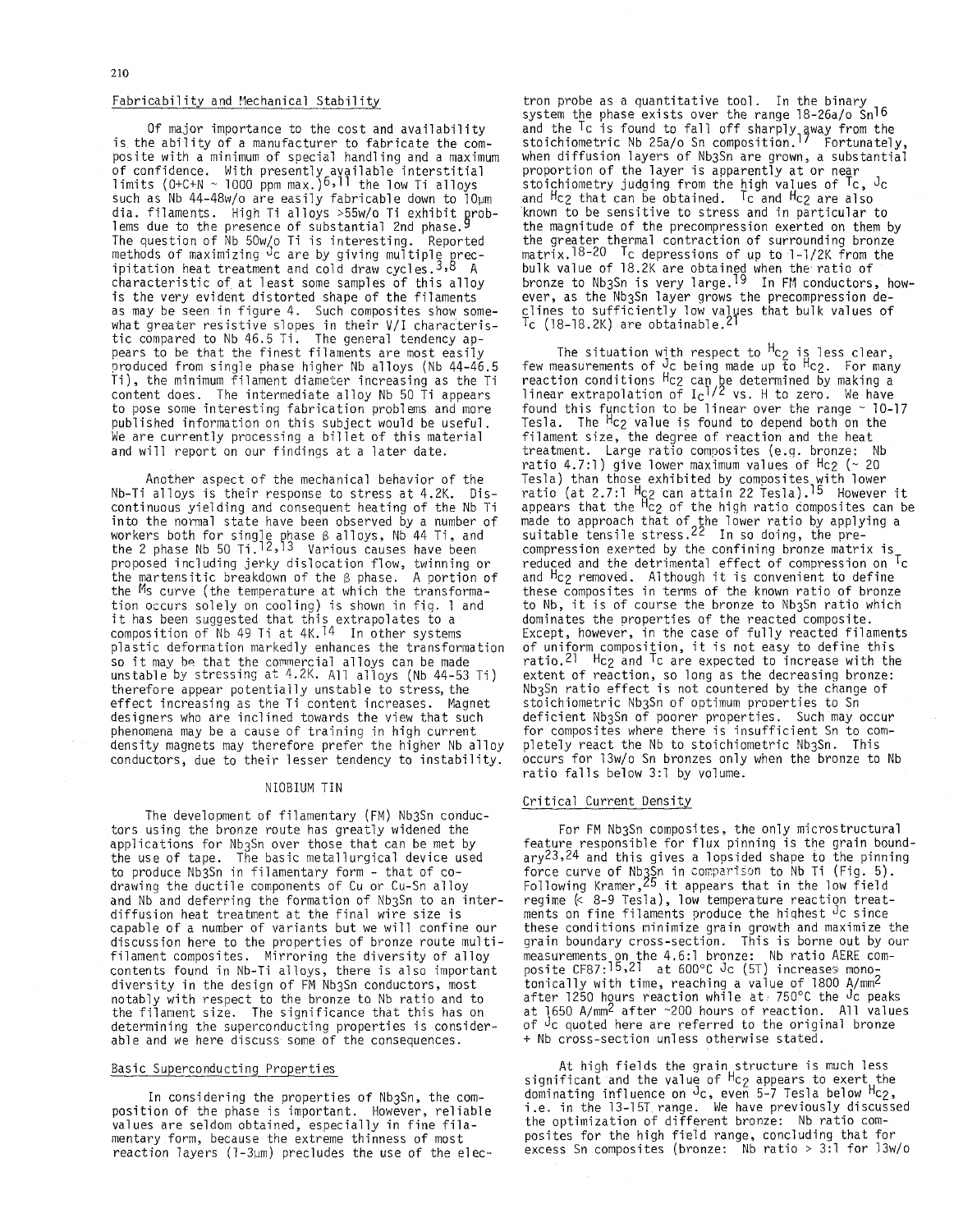### Fabricability and Mechanical Stability

Of major importance to the cost and availability is the ability of a manufacturer to fabricate the composite with a minimum of special handling and a maximum of confidence. With presently available interstitial limits (O+C+N ~ 1000 ppm max.)[6,11] the low Ti alloys such as Nb 44-48w/o are easily fabricable down to 10μm dia. filaments. High Ti alloys >55w/o Ti exhibit problems due to the presence of substantial 2nd phase.[9] The question of Nb 50w/o Ti is interesting. Reported methods of maximizing $J_c$ are by giving multiple precipitation heat treatment and cold draw cycles.[3,8] A characteristic of at least some samples of this alloy is the very evident distorted shape of the filaments as may be seen in figure 4. Such composites show somewhat greater resistive slopes in their V/I characteristic compared to Nb 46.5 Ti. The general tendency appears to be that the finest filaments are most easily produced from single phase higher Nb alloys (Nb 44-46.5 Ti), the minimum filament diameter increasing as the Ti content does. The intermediate alloy Nb 50 Ti appears to pose some interesting fabrication problems and more published information on this subject would be useful. We are currently processing a billet of this material and will report on our findings at a later date.

Another aspect of the mechanical behavior of the Nb-Ti alloys is their response to stress at 4.2K. Discontinuous yielding and consequent heating of the Nb Ti into the normal state have been observed by a number of workers both for single phase β alloys, Nb 44 Ti, and the 2 phase Nb 50 Ti.[12,13] Various causes have been proposed including jerky dislocation flow, twinning or the martensitic breakdown of the β phase. A portion of the $M_s$ curve (the temperature at which the transformation occurs solely on cooling) is shown in fig. 1 and it has been suggested that this extrapolates to a composition of Nb 49 Ti at 4K.[14] In other systems plastic deformation markedly enhances the transformation so it may be that the commercial alloys can be made unstable by stressing at 4.2K. All alloys (Nb 44-53 Ti) therefore appear potentially unstable to stress, the effect increasing as the Ti content increases. Magnet designers who are inclined towards the view that such phenomena may be a cause of training in high current density magnets may therefore prefer the higher Nb alloy conductors, due to their lesser tendency to instability.

## NIOBIUM TIN

The development of filamentary (FM) $Nb_3Sn$ conductors using the bronze route has greatly widened the applications for $Nb_3Sn$ over those that can be met by the use of tape. The basic metallurgical device used to produce $Nb_3Sn$ in filamentary form - that of co-drawing the ductile components of Cu or Cu-Sn alloy and Nb and deferring the formation of $Nb_3Sn$ to an interdiffusion heat treatment at the final wire size is capable of a number of variants but we will confine our discussion here to the properties of bronze route multifilament composites. Mirroring the diversity of alloy contents found in Nb-Ti alloys, there is also important diversity in the design of FM $Nb_3Sn$ conductors, most notably with respect to the bronze to Nb ratio and to the filament size. The significance that this has on determining the superconducting properties is considerable and we here discuss some of the consequences.

### Basic Superconducting Properties

In considering the properties of $Nb_3Sn$, the composition of the phase is important. However, reliable values are seldom obtained, especially in fine filamentary form, because the extreme thinness of most reaction layers (1-3μm) precludes the use of the electron probe as a quantitative tool. In the binary system the phase exists over the range 18-26a/o Sn[16] and the $T_c$ is found to fall off sharply away from the stoichiometric Nb 25a/o Sn composition.[17] Fortunately, when diffusion layers of $Nb_3Sn$ are grown, a substantial proportion of the layer is apparently at or near stoichiometry judging from the high values of $T_c$, $J_c$ and $H_{c2}$ that can be obtained. $T_c$ and $H_{c2}$ are also known to be sensitive to stress and in particular to the magnitude of the precompression exerted on them by the greater thermal contraction of surrounding bronze matrix.[18-20] $T_c$ depressions of up to 1-1/2K from the bulk value of 18.2K are obtained when the ratio of bronze to $Nb_3Sn$ is very large.[19] In FM conductors, however, as the $Nb_3Sn$ layer grows the precompression declines to sufficiently low values that bulk values of $T_c$ (18-18.2K) are obtainable.[21]

The situation with respect to $H_{c2}$ is less clear, few measurements of $J_c$ being made up to $H_{c2}$. For many reaction conditions $H_{c2}$ can be determined by making a linear extrapolation of $I_c^{1/2}$ vs. H to zero. We have found this function to be linear over the range ~ 10-17 Tesla. The $H_{c2}$ value is found to depend both on the filament size, the degree of reaction and the heat treatment. Large ratio composites (e.g. bronze: Nb ratio 4.7:1) give lower maximum values of $H_{c2}$ (~ 20 Tesla) than those exhibited by composites with lower ratio (at 2.7:1 $H_{c2}$ can attain 22 Tesla).[15] However it appears that the $H_{c2}$ of the high ratio composites can be made to approach that of the lower ratio by applying a suitable tensile stress.[22] In so doing, the precompression exerted by the confining bronze matrix is reduced and the detrimental effect of compression on $T_c$ and $H_{c2}$ removed. Although it is convenient to define these composites in terms of the known ratio of bronze to Nb, it is of course the bronze to $Nb_3Sn$ ratio which dominates the properties of the reacted composite. Except, however, in the case of fully reacted filaments of uniform composition, it is not easy to define this ratio.[21] $H_{c2}$ and $T_c$ are expected to increase with the extent of reaction, so long as the decreasing bronze: $Nb_3Sn$ ratio effect is not countered by the change of stoichiometric $Nb_3Sn$ of optimum properties to Sn deficient $Nb_3Sn$ of poorer properties. Such may occur for composites where there is insufficient Sn to completely react the Nb to stoichiometric $Nb_3Sn$. This occurs for 13w/o Sn bronzes only when the bronze to Nb ratio falls below 3:1 by volume.

### Critical Current Density

For FM $Nb_3Sn$ composites, the only microstructural feature responsible for flux pinning is the grain boundary[23,24] and this gives a lopsided shape to the pinning force curve of $Nb_3Sn$ in comparison to Nb Ti (Fig. 5). Following Kramer,[25] it appears that in the low field regime (< 8-9 Tesla), low temperature reaction treatments on fine filaments produce the highest $J_c$ since these conditions minimize grain growth and maximize the grain boundary cross-section. This is borne out by our measurements on the 4.6:1 bronze: Nb ratio AERE composite CF87:[15,21] at 600°C $J_c$ (5T) increases monotonically with time, reaching a value of 1800 A/mm$^2$ after 1250 hours reaction while at 750°C the $J_c$ peaks at 1650 A/mm$^2$ after ~200 hours of reaction. All values of $J_c$ quoted here are referred to the original bronze + Nb cross-section unless otherwise stated.

At high fields the grain structure is much less significant and the value of $H_{c2}$ appears to exert the dominating influence on $J_c$, even 5-7 Tesla below $H_{c2}$, i.e. in the 13-15T range. We have previously discussed the optimization of different bronze: Nb ratio composites for the high field range, concluding that for excess Sn composites (bronze: Nb ratio > 3:1 for 13w/o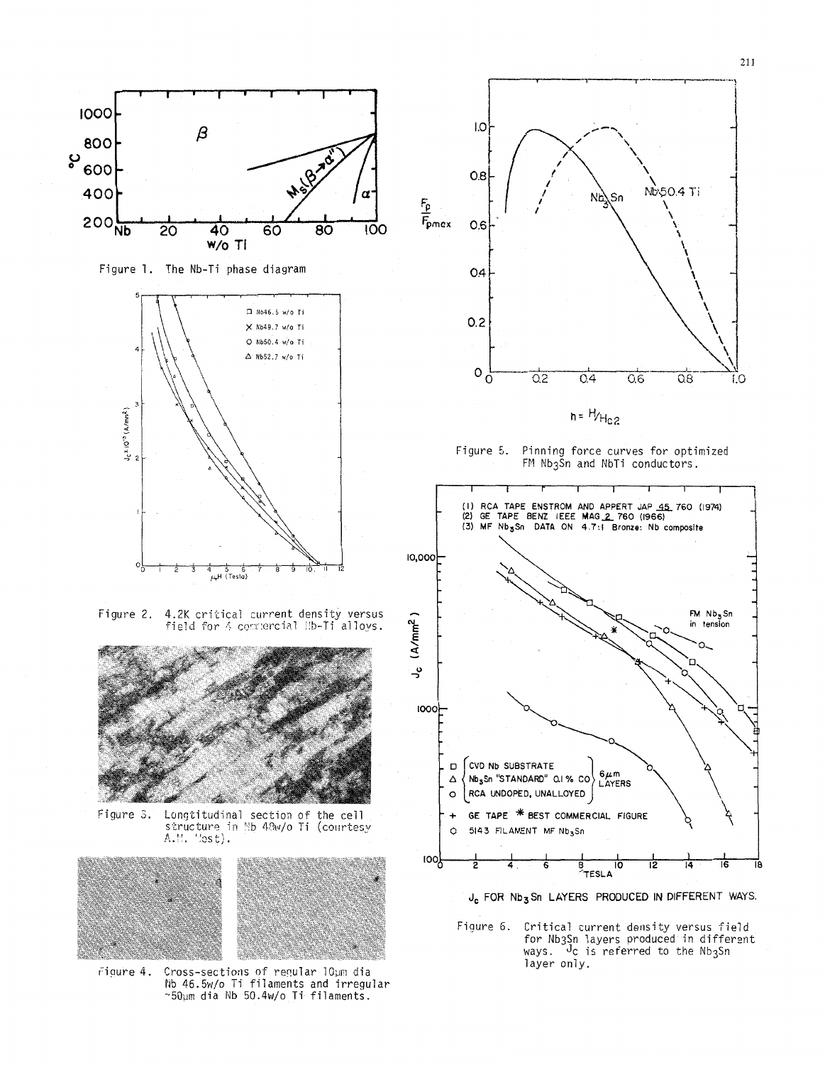Figure 1. The Nb-Ti phase diagram

Figure 2. 4.2K critical current density versus field for 4 commercial Nb-Ti alloys.

Figure 3. Longitudinal section of the cell structure in Nb 48w/o Ti (courtesy A.W. West).

Figure 4. Cross-sections of regular 10μm dia Nb 46.5w/o Ti filaments and irregular ~50μm dia Nb 50.4w/o Ti filaments.

Figure 5. Pinning force curves for optimized FM $Nb_3Sn$ and NbTi conductors.

$J_c$ FOR $Nb_3Sn$ LAYERS PRODUCED IN DIFFERENT WAYS.

Figure 6. Critical current density versus field for $Nb_3Sn$ layers produced in different ways. $J_c$ is referred to the $Nb_3Sn$ layer only.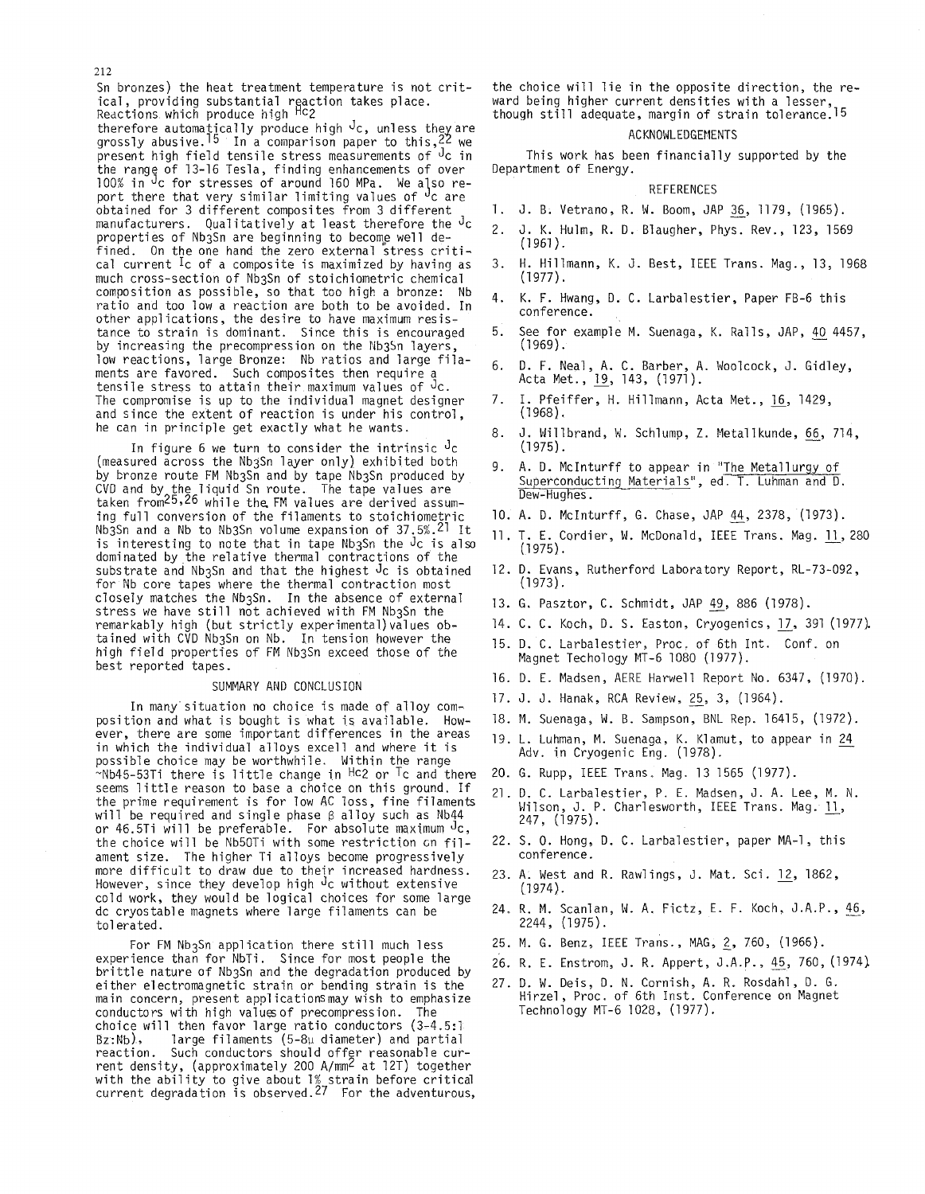Sn bronzes) the heat treatment temperature is not critical, providing substantial reaction takes place. Reactions which produce high $H_{c2}$ therefore automatically produce high $J_c$, unless they are grossly abusive.[15] In a comparison paper to this,[22] we present high field tensile stress measurements of $J_c$ in the range of 13-16 Tesla, finding enhancements of over 100% in $J_c$ for stresses of around 160 MPa. We also report there that very similar limiting values of $J_c$ are obtained for 3 different composites from 3 different manufacturers. Qualitatively at least therefore the $J_c$ properties of $Nb_3Sn$ are beginning to become well defined. On the one hand the zero external stress critical current $I_c$ of a composite is maximized by having as much cross-section of $Nb_3Sn$ of stoichiometric chemical composition as possible, so that too high a bronze: Nb ratio and too low a reaction are both to be avoided. In other applications, the desire to have maximum resistance to strain is dominant. Since this is encouraged by increasing the precompression on the $Nb_3Sn$ layers, low reactions, large Bronze: Nb ratios and large filaments are favored. Such composites then require a tensile stress to attain their maximum values of $J_c$. The compromise is up to the individual magnet designer and since the extent of reaction is under his control, he can in principle get exactly what he wants.

In figure 6 we turn to consider the intrinsic $J_c$ (measured across the $Nb_3Sn$ layer only) exhibited both by bronze route FM $Nb_3Sn$ and by tape $Nb_3Sn$ produced by CVD and by the liquid Sn route. The tape values are taken from[25,26] while the FM values are derived assuming full conversion of the filaments to stoichiometric $Nb_3Sn$ and a Nb to $Nb_3Sn$ volume expansion of 37.5%.[21] It is interesting to note that in tape $Nb_3Sn$ the $J_c$ is also dominated by the relative thermal contractions of the substrate and $Nb_3Sn$ and that the highest $J_c$ is obtained for Nb core tapes where the thermal contraction most closely matches the $Nb_3Sn$. In the absence of external stress we have still not achieved with FM $Nb_3Sn$ the remarkably high (but strictly experimental) values obtained with CVD $Nb_3Sn$ on Nb. In tension however the high field properties of FM $Nb_3Sn$ exceed those of the best reported tapes.

## SUMMARY AND CONCLUSION

In many situation no choice is made of alloy composition and what is bought is what is available. However, there are some important differences in the areas in which the individual alloys excell and where it is possible choice may be worthwhile. Within the range ~Nb45-53Ti there is little change in $H_{c2}$ or $T_c$ and there seems little reason to base a choice on this ground. If the prime requirement is for low AC loss, fine filaments will be required and single phase $\beta$ alloy such as Nb44 or 46.5Ti will be preferable. For absolute maximum $J_c$, the choice will be Nb50Ti with some restriction on filament size. The higher Ti alloys become progressively more difficult to draw due to their increased hardness. However, since they develop high $J_c$ without extensive cold work, they would be logical choices for some large dc cryostable magnets where large filaments can be tolerated.

For FM $Nb_3Sn$ application there still much less experience than for NbTi. Since for most people the brittle nature of $Nb_3Sn$ and the degradation produced by either electromagnetic strain or bending strain is the main concern, present applications may wish to emphasize conductors with high values of precompression. The choice will then favor large ratio conductors (3-4.5:1 Bz:Nb), large filaments (5-8μ diameter) and partial reaction. Such conductors should offer reasonable current density, (approximately 200 A/mm$^2$ at 12T) together with the ability to give about 1% strain before critical current degradation is observed.[27] For the adventurous, the choice will lie in the opposite direction, the reward being higher current densities with a lesser, though still adequate, margin of strain tolerance.[15]

## ACKNOWLEDGEMENTS

This work has been financially supported by the Department of Energy.

## REFERENCES

1. J. B. Vetrano, R. W. Boom, JAP 36, 1179, (1965).
2. J. K. Hulm, R. D. Blaugher, Phys. Rev., 123, 1569 (1961).
3. H. Hillmann, K. J. Best, IEEE Trans. Mag., 13, 1968 (1977).
4. K. F. Hwang, D. C. Larbalestier, Paper FB-6 this conference.
5. See for example M. Suenaga, K. Ralls, JAP, 40 4457, (1969).
6. D. F. Neal, A. C. Barber, A. Woolcock, J. Gidley, Acta Met., 19, 143, (1971).
7. I. Pfeiffer, H. Hillmann, Acta Met., 16, 1429, (1968).
8. J. Willbrand, W. Schlump, Z. Metallkunde, 66, 714, (1975).
9. A. D. McInturff to appear in "The Metallurgy of Superconducting Materials", ed. T. Luhman and D. Dew-Hughes.
10. A. D. McInturff, G. Chase, JAP 44, 2378, (1973).
11. T. E. Cordier, W. McDonald, IEEE Trans. Mag. 11, 280 (1975).
12. D. Evans, Rutherford Laboratory Report, RL-73-092, (1973).
13. G. Pasztor, C. Schmidt, JAP 49, 886 (1978).
14. C. C. Koch, D. S. Easton, Cryogenics, 17, 391 (1977).
15. D. C. Larbalestier, Proc. of 6th Int. Conf. on Magnet Techology MT-6 1080 (1977).
16. D. E. Madsen, AERE Harwell Report No. 6347, (1970).
17. J. J. Hanak, RCA Review, 25, 3, (1964).
18. M. Suenaga, W. B. Sampson, BNL Rep. 16415, (1972).
19. L. Luhman, M. Suenaga, K. Klamut, to appear in 24 Adv. in Cryogenic Eng. (1978).
20. G. Rupp, IEEE Trans. Mag. 13 1565 (1977).
21. D. C. Larbalestier, P. E. Madsen, J. A. Lee, M. N. Wilson, J. P. Charlesworth, IEEE Trans. Mag. 11, 247, (1975).
22. S. O. Hong, D. C. Larbalestier, paper MA-1, this conference.
23. A. West and R. Rawlings, J. Mat. Sci. 12, 1862, (1974).
24. R. M. Scanlan, W. A. Fictz, E. F. Koch, J.A.P., 46, 2244, (1975).
25. M. G. Benz, IEEE Trans., MAG, 2, 760, (1966).
26. R. E. Enstrom, J. R. Appert, J.A.P., 45, 760, (1974).
27. D. W. Deis, D. N. Cornish, A. R. Rosdahl, D. G. Hirzel, Proc. of 6th Inst. Conference on Magnet Technology MT-6 1028, (1977).